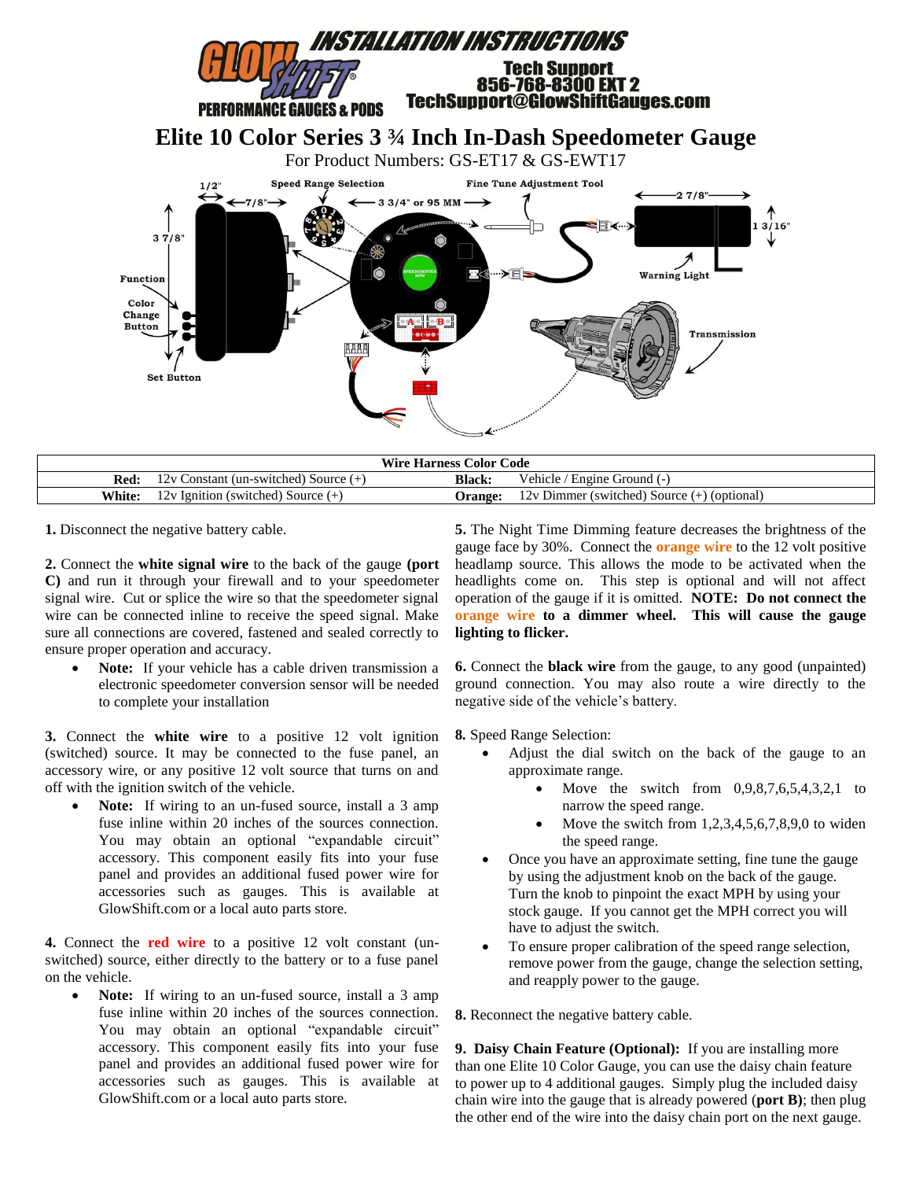# INSTALLATION INSTRUCTIONS

GLOWSHIFT® PERFORMANCE GAUGES & PODS

Tech Support
856-768-8300 EXT 2
TechSupport@GlowShiftGauges.com

## Elite 10 Color Series 3 ¾ Inch In-Dash Speedometer Gauge

For Product Numbers: GS-ET17 & GS-EWT17

| Wire Harness Color Code | | | |
|---|---|---|---|
| **Red:** | 12v Constant (un-switched) Source (+) | **Black:** | Vehicle / Engine Ground (-) |
| **White:** | 12v Ignition (switched) Source (+) | **Orange:** | 12v Dimmer (switched) Source (+) (optional) |

**1.** Disconnect the negative battery cable.

**2.** Connect the **white signal wire** to the back of the gauge **(port C)** and run it through your firewall and to your speedometer signal wire. Cut or splice the wire so that the speedometer signal wire can be connected inline to receive the speed signal. Make sure all connections are covered, fastened and sealed correctly to ensure proper operation and accuracy.

- **Note:** If your vehicle has a cable driven transmission a electronic speedometer conversion sensor will be needed to complete your installation

**3.** Connect the **white wire** to a positive 12 volt ignition (switched) source. It may be connected to the fuse panel, an accessory wire, or any positive 12 volt source that turns on and off with the ignition switch of the vehicle.

- **Note:** If wiring to an un-fused source, install a 3 amp fuse inline within 20 inches of the sources connection. You may obtain an optional "expandable circuit" accessory. This component easily fits into your fuse panel and provides an additional fused power wire for accessories such as gauges. This is available at GlowShift.com or a local auto parts store.

**4.** Connect the **red wire** to a positive 12 volt constant (un-switched) source, either directly to the battery or to a fuse panel on the vehicle.

- **Note:** If wiring to an un-fused source, install a 3 amp fuse inline within 20 inches of the sources connection. You may obtain an optional "expandable circuit" accessory. This component easily fits into your fuse panel and provides an additional fused power wire for accessories such as gauges. This is available at GlowShift.com or a local auto parts store.

**5.** The Night Time Dimming feature decreases the brightness of the gauge face by 30%. Connect the **orange wire** to the 12 volt positive headlamp source. This allows the mode to be activated when the headlights come on. This step is optional and will not affect operation of the gauge if it is omitted. **NOTE: Do not connect the orange wire to a dimmer wheel. This will cause the gauge lighting to flicker.**

**6.** Connect the **black wire** from the gauge, to any good (unpainted) ground connection. You may also route a wire directly to the negative side of the vehicle's battery.

**8.** Speed Range Selection:

- Adjust the dial switch on the back of the gauge to an approximate range.
  - Move the switch from 0,9,8,7,6,5,4,3,2,1 to narrow the speed range.
  - Move the switch from 1,2,3,4,5,6,7,8,9,0 to widen the speed range.
- Once you have an approximate setting, fine tune the gauge by using the adjustment knob on the back of the gauge. Turn the knob to pinpoint the exact MPH by using your stock gauge. If you cannot get the MPH correct you will have to adjust the switch.
- To ensure proper calibration of the speed range selection, remove power from the gauge, change the selection setting, and reapply power to the gauge.

**8.** Reconnect the negative battery cable.

**9. Daisy Chain Feature (Optional):** If you are installing more than one Elite 10 Color Gauge, you can use the daisy chain feature to power up to 4 additional gauges. Simply plug the included daisy chain wire into the gauge that is already powered (**port B**); then plug the other end of the wire into the daisy chain port on the next gauge.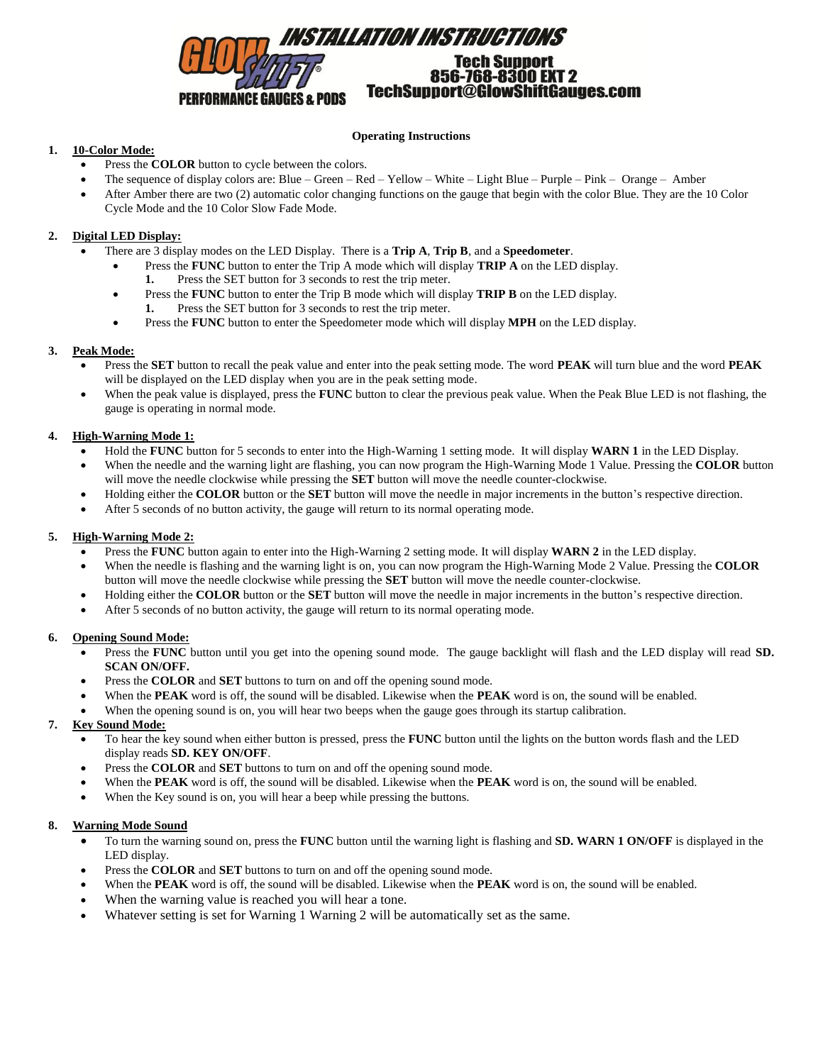# INSTALLATION INSTRUCTIONS

**GLOWSHIFT® PERFORMANCE GAUGES & PODS**

**Tech Support**
**856-768-8300 EXT 2**
**TechSupport@GlowShiftGauges.com**

## Operating Instructions

1. **10-Color Mode:**
   - Press the **COLOR** button to cycle between the colors.
   - The sequence of display colors are: Blue – Green – Red – Yellow – White – Light Blue – Purple – Pink – Orange – Amber
   - After Amber there are two (2) automatic color changing functions on the gauge that begin with the color Blue. They are the 10 Color Cycle Mode and the 10 Color Slow Fade Mode.

2. **Digital LED Display:**
   - There are 3 display modes on the LED Display. There is a **Trip A**, **Trip B**, and a **Speedometer**.
     - Press the **FUNC** button to enter the Trip A mode which will display **TRIP A** on the LED display.
       1. Press the SET button for 3 seconds to rest the trip meter.
     - Press the **FUNC** button to enter the Trip B mode which will display **TRIP B** on the LED display.
       1. Press the SET button for 3 seconds to rest the trip meter.
     - Press the **FUNC** button to enter the Speedometer mode which will display **MPH** on the LED display.

3. **Peak Mode:**
   - Press the **SET** button to recall the peak value and enter into the peak setting mode. The word **PEAK** will turn blue and the word **PEAK** will be displayed on the LED display when you are in the peak setting mode.
   - When the peak value is displayed, press the **FUNC** button to clear the previous peak value. When the Peak Blue LED is not flashing, the gauge is operating in normal mode.

4. **High-Warning Mode 1:**
   - Hold the **FUNC** button for 5 seconds to enter into the High-Warning 1 setting mode. It will display **WARN 1** in the LED Display.
   - When the needle and the warning light are flashing, you can now program the High-Warning Mode 1 Value. Pressing the **COLOR** button will move the needle clockwise while pressing the **SET** button will move the needle counter-clockwise.
   - Holding either the **COLOR** button or the **SET** button will move the needle in major increments in the button's respective direction.
   - After 5 seconds of no button activity, the gauge will return to its normal operating mode.

5. **High-Warning Mode 2:**
   - Press the **FUNC** button again to enter into the High-Warning 2 setting mode. It will display **WARN 2** in the LED display.
   - When the needle is flashing and the warning light is on, you can now program the High-Warning Mode 2 Value. Pressing the **COLOR** button will move the needle clockwise while pressing the **SET** button will move the needle counter-clockwise.
   - Holding either the **COLOR** button or the **SET** button will move the needle in major increments in the button's respective direction.
   - After 5 seconds of no button activity, the gauge will return to its normal operating mode.

6. **Opening Sound Mode:**
   - Press the **FUNC** button until you get into the opening sound mode. The gauge backlight will flash and the LED display will read **SD. SCAN ON/OFF.**
   - Press the **COLOR** and **SET** buttons to turn on and off the opening sound mode.
   - When the **PEAK** word is off, the sound will be disabled. Likewise when the **PEAK** word is on, the sound will be enabled.
   - When the opening sound is on, you will hear two beeps when the gauge goes through its startup calibration.

7. **Key Sound Mode:**
   - To hear the key sound when either button is pressed, press the **FUNC** button until the lights on the button words flash and the LED display reads **SD. KEY ON/OFF**.
   - Press the **COLOR** and **SET** buttons to turn on and off the opening sound mode.
   - When the **PEAK** word is off, the sound will be disabled. Likewise when the **PEAK** word is on, the sound will be enabled.
   - When the Key sound is on, you will hear a beep while pressing the buttons.

8. **Warning Mode Sound**
   - To turn the warning sound on, press the **FUNC** button until the warning light is flashing and **SD. WARN 1 ON/OFF** is displayed in the LED display.
   - Press the **COLOR** and **SET** buttons to turn on and off the opening sound mode.
   - When the **PEAK** word is off, the sound will be disabled. Likewise when the **PEAK** word is on, the sound will be enabled.
   - When the warning value is reached you will hear a tone.
   - Whatever setting is set for Warning 1 Warning 2 will be automatically set as the same.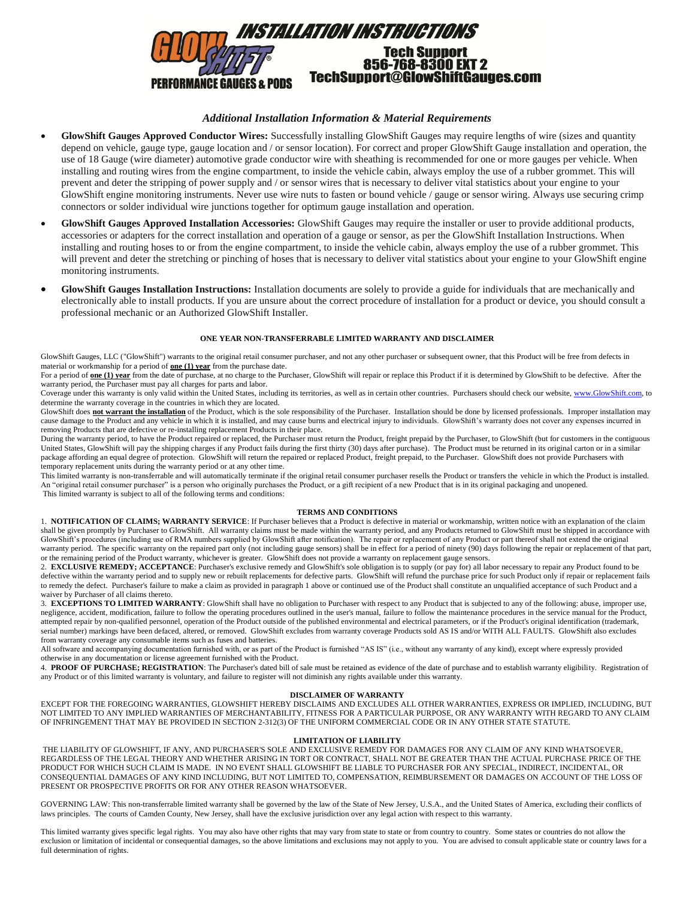# INSTALLATION INSTRUCTIONS

GLOWSHIFT® PERFORMANCE GAUGES & PODS

**Tech Support**
**856-768-8300 EXT 2**
**TechSupport@GlowShiftGauges.com**

## *Additional Installation Information & Material Requirements*

- **GlowShift Gauges Approved Conductor Wires:** Successfully installing GlowShift Gauges may require lengths of wire (sizes and quantity depend on vehicle, gauge type, gauge location and / or sensor location). For correct and proper GlowShift Gauge installation and operation, the use of 18 Gauge (wire diameter) automotive grade conductor wire with sheathing is recommended for one or more gauges per vehicle. When installing and routing wires from the engine compartment, to inside the vehicle cabin, always employ the use of a rubber grommet. This will prevent and deter the stripping of power supply and / or sensor wires that is necessary to deliver vital statistics about your engine to your GlowShift engine monitoring instruments. Never use wire nuts to fasten or bound vehicle / gauge or sensor wiring. Always use securing crimp connectors or solder individual wire junctions together for optimum gauge installation and operation.
- **GlowShift Gauges Approved Installation Accessories:** GlowShift Gauges may require the installer or user to provide additional products, accessories or adapters for the correct installation and operation of a gauge or sensor, as per the GlowShift Installation Instructions. When installing and routing hoses to or from the engine compartment, to inside the vehicle cabin, always employ the use of a rubber grommet. This will prevent and deter the stretching or pinching of hoses that is necessary to deliver vital statistics about your engine to your GlowShift engine monitoring instruments.
- **GlowShift Gauges Installation Instructions:** Installation documents are solely to provide a guide for individuals that are mechanically and electronically able to install products. If you are unsure about the correct procedure of installation for a product or device, you should consult a professional mechanic or an Authorized GlowShift Installer.

### ONE YEAR NON-TRANSFERRABLE LIMITED WARRANTY AND DISCLAIMER

GlowShift Gauges, LLC ("GlowShift") warrants to the original retail consumer purchaser, and not any other purchaser or subsequent owner, that this Product will be free from defects in material or workmanship for a period of **one (1) year** from the purchase date.

For a period of **one (1) year** from the date of purchase, at no charge to the Purchaser, GlowShift will repair or replace this Product if it is determined by GlowShift to be defective. After the warranty period, the Purchaser must pay all charges for parts and labor.

Coverage under this warranty is only valid within the United States, including its territories, as well as in certain other countries. Purchasers should check our website, www.GlowShift.com, to determine the warranty coverage in the countries in which they are located.

GlowShift does **not warrant the installation** of the Product, which is the sole responsibility of the Purchaser. Installation should be done by licensed professionals. Improper installation may cause damage to the Product and any vehicle in which it is installed, and may cause burns and electrical injury to individuals. GlowShift's warranty does not cover any expenses incurred in removing Products that are defective or re-installing replacement Products in their place.

During the warranty period, to have the Product repaired or replaced, the Purchaser must return the Product, freight prepaid by the Purchaser, to GlowShift (but for customers in the contiguous United States, GlowShift will pay the shipping charges if any Product fails during the first thirty (30) days after purchase). The Product must be returned in its original carton or in a similar package affording an equal degree of protection. GlowShift will return the repaired or replaced Product, freight prepaid, to the Purchaser. GlowShift does not provide Purchasers with temporary replacement units during the warranty period or at any other time.

This limited warranty is non-transferrable and will automatically terminate if the original retail consumer purchaser resells the Product or transfers the vehicle in which the Product is installed. An "original retail consumer purchaser" is a person who originally purchases the Product, or a gift recipient of a new Product that is in its original packaging and unopened.

This limited warranty is subject to all of the following terms and conditions:

### TERMS AND CONDITIONS

1. **NOTIFICATION OF CLAIMS; WARRANTY SERVICE**: If Purchaser believes that a Product is defective in material or workmanship, written notice with an explanation of the claim shall be given promptly by Purchaser to GlowShift. All warranty claims must be made within the warranty period, and any Products returned to GlowShift must be shipped in accordance with GlowShift's procedures (including use of RMA numbers supplied by GlowShift after notification). The repair or replacement of any Product or part thereof shall not extend the original warranty period. The specific warranty on the repaired part only (not including gauge sensors) shall be in effect for a period of ninety (90) days following the repair or replacement of that part, or the remaining period of the Product warranty, whichever is greater. GlowShift does not provide a warranty on replacement gauge sensors.
2. **EXCLUSIVE REMEDY; ACCEPTANCE**: Purchaser's exclusive remedy and GlowShift's sole obligation is to supply (or pay for) all labor necessary to repair any Product found to be defective within the warranty period and to supply new or rebuilt replacements for defective parts. GlowShift will refund the purchase price for such Product only if repair or replacement fails to remedy the defect. Purchaser's failure to make a claim as provided in paragraph 1 above or continued use of the Product shall constitute an unqualified acceptance of such Product and a waiver by Purchaser of all claims thereto.
3. **EXCEPTIONS TO LIMITED WARRANTY**: GlowShift shall have no obligation to Purchaser with respect to any Product that is subjected to any of the following: abuse, improper use, negligence, accident, modification, failure to follow the operating procedures outlined in the user's manual, failure to follow the maintenance procedures in the service manual for the Product, attempted repair by non-qualified personnel, operation of the Product outside of the published environmental and electrical parameters, or if the Product's original identification (trademark, serial number) markings have been defaced, altered, or removed. GlowShift excludes from warranty coverage Products sold AS IS and/or WITH ALL FAULTS. GlowShift also excludes from warranty coverage any consumable items such as fuses and batteries.

   All software and accompanying documentation furnished with, or as part of the Product is furnished "AS IS" (i.e., without any warranty of any kind), except where expressly provided otherwise in any documentation or license agreement furnished with the Product.
4. **PROOF OF PURCHASE; REGISTRATION**: The Purchaser's dated bill of sale must be retained as evidence of the date of purchase and to establish warranty eligibility. Registration of any Product or of this limited warranty is voluntary, and failure to register will not diminish any rights available under this warranty.

### DISCLAIMER OF WARRANTY

EXCEPT FOR THE FOREGOING WARRANTIES, GLOWSHIFT HEREBY DISCLAIMS AND EXCLUDES ALL OTHER WARRANTIES, EXPRESS OR IMPLIED, INCLUDING, BUT NOT LIMITED TO ANY IMPLIED WARRANTIES OF MERCHANTABILITY, FITNESS FOR A PARTICULAR PURPOSE, OR ANY WARRANTY WITH REGARD TO ANY CLAIM OF INFRINGEMENT THAT MAY BE PROVIDED IN SECTION 2-312(3) OF THE UNIFORM COMMERCIAL CODE OR IN ANY OTHER STATE STATUTE.

### LIMITATION OF LIABILITY

THE LIABILITY OF GLOWSHIFT, IF ANY, AND PURCHASER'S SOLE AND EXCLUSIVE REMEDY FOR DAMAGES FOR ANY CLAIM OF ANY KIND WHATSOEVER, REGARDLESS OF THE LEGAL THEORY AND WHETHER ARISING IN TORT OR CONTRACT, SHALL NOT BE GREATER THAN THE ACTUAL PURCHASE PRICE OF THE PRODUCT FOR WHICH SUCH CLAIM IS MADE. IN NO EVENT SHALL GLOWSHIFT BE LIABLE TO PURCHASER FOR ANY SPECIAL, INDIRECT, INCIDENTAL, OR CONSEQUENTIAL DAMAGES OF ANY KIND INCLUDING, BUT NOT LIMITED TO, COMPENSATION, REIMBURSEMENT OR DAMAGES ON ACCOUNT OF THE LOSS OF PRESENT OR PROSPECTIVE PROFITS OR FOR ANY OTHER REASON WHATSOEVER.

GOVERNING LAW: This non-transferrable limited warranty shall be governed by the law of the State of New Jersey, U.S.A., and the United States of America, excluding their conflicts of laws principles. The courts of Camden County, New Jersey, shall have the exclusive jurisdiction over any legal action with respect to this warranty.

This limited warranty gives specific legal rights. You may also have other rights that may vary from state to state or from country to country. Some states or countries do not allow the exclusion or limitation of incidental or consequential damages, so the above limitations and exclusions may not apply to you. You are advised to consult applicable state or country laws for a full determination of rights.